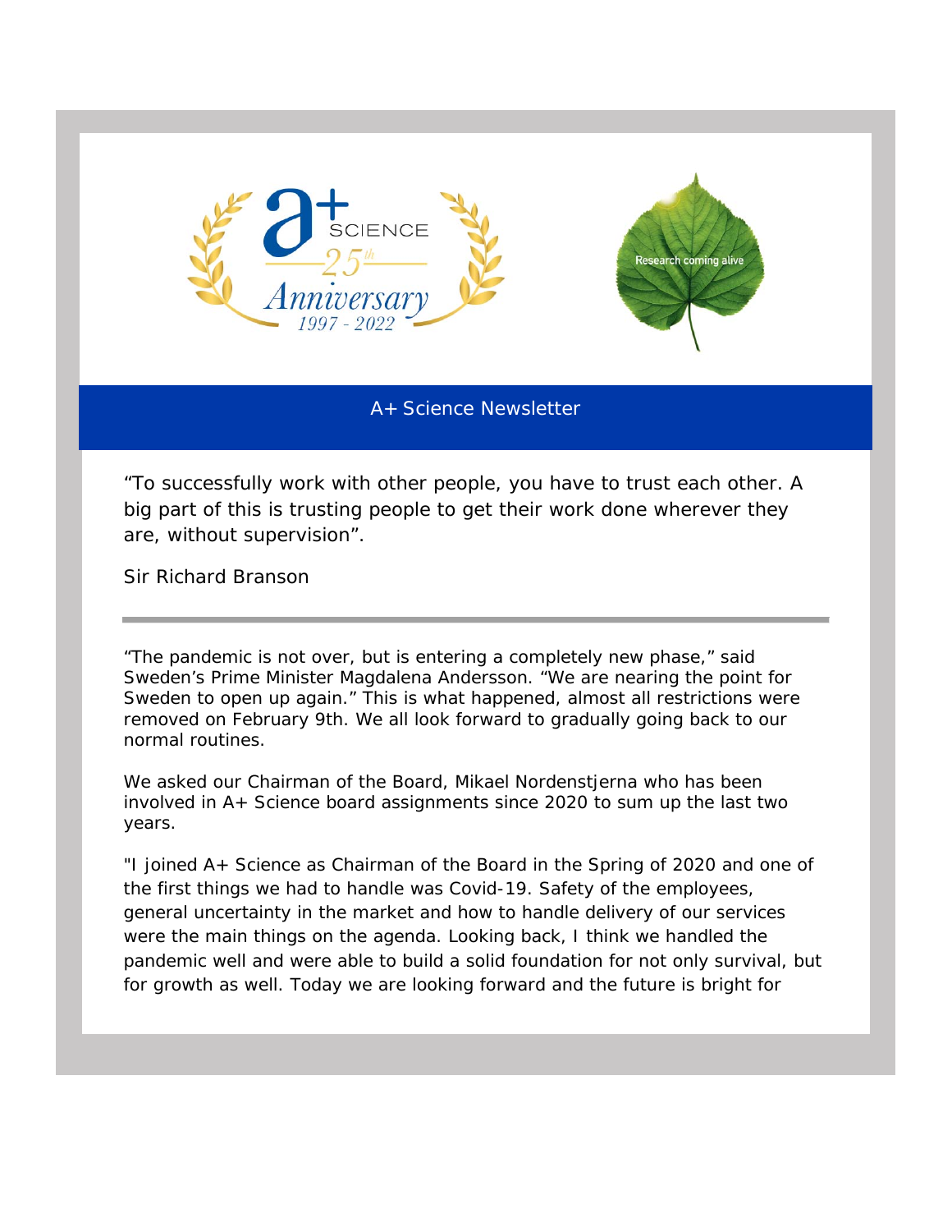A+ SCIENCE
25th Anniversary
1997 - 2022

Research coming alive

# A+ Science Newsletter

"To successfully work with other people, you have to trust each other. A big part of this is trusting people to get their work done wherever they are, without supervision".

Sir Richard Branson

---

"The pandemic is not over, but is entering a completely new phase," said Sweden's Prime Minister Magdalena Andersson. "We are nearing the point for Sweden to open up again." This is what happened, almost all restrictions were removed on February 9th. We all look forward to gradually going back to our normal routines.

We asked our Chairman of the Board, Mikael Nordenstjerna who has been involved in A+ Science board assignments since 2020 to sum up the last two years.

"I joined A+ Science as Chairman of the Board in the Spring of 2020 and one of the first things we had to handle was Covid-19. Safety of the employees, general uncertainty in the market and how to handle delivery of our services were the main things on the agenda. Looking back, I think we handled the pandemic well and were able to build a solid foundation for not only survival, but for growth as well. Today we are looking forward and the future is bright for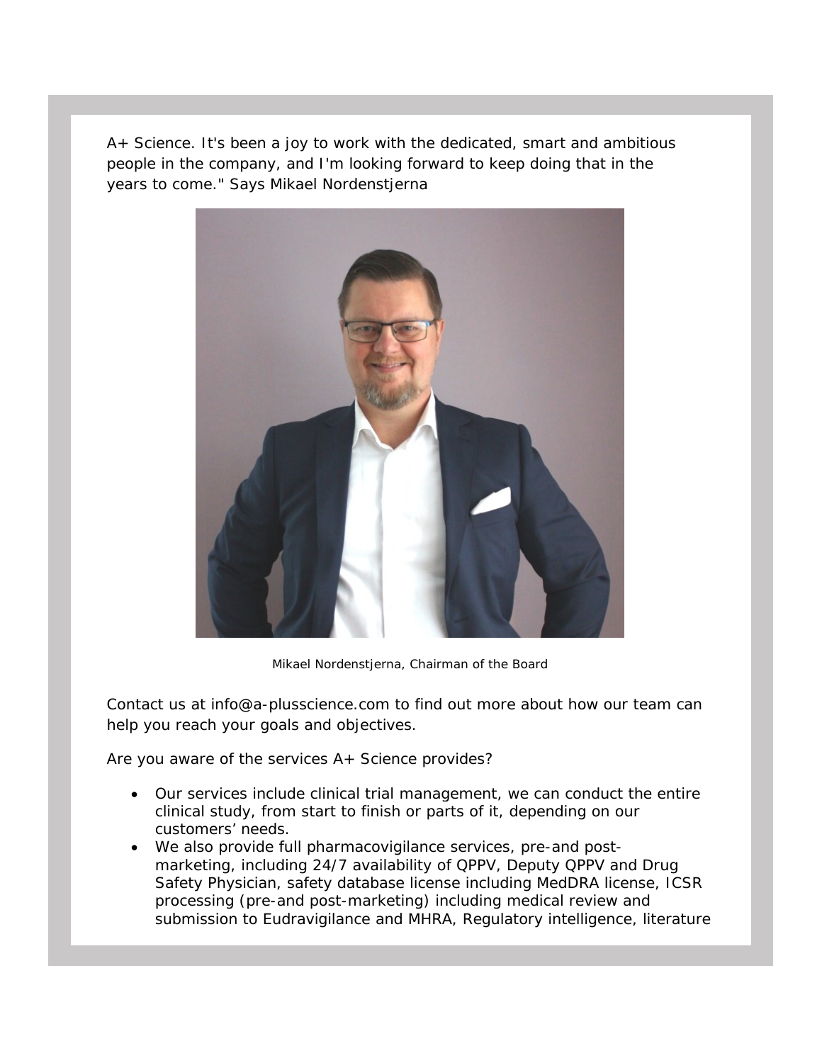A+ Science. It's been a joy to work with the dedicated, smart and ambitious people in the company, and I'm looking forward to keep doing that in the years to come." Says Mikael Nordenstjerna

Mikael Nordenstjerna, Chairman of the Board

Contact us at info@a-plusscience.com to find out more about how our team can help you reach your goals and objectives.

Are you aware of the services A+ Science provides?

- Our services include clinical trial management, we can conduct the entire clinical study, from start to finish or parts of it, depending on our customers' needs.
- We also provide full pharmacovigilance services, pre-and post-marketing, including 24/7 availability of QPPV, Deputy QPPV and Drug Safety Physician, safety database license including MedDRA license, ICSR processing (pre-and post-marketing) including medical review and submission to Eudravigilance and MHRA, Regulatory intelligence, literature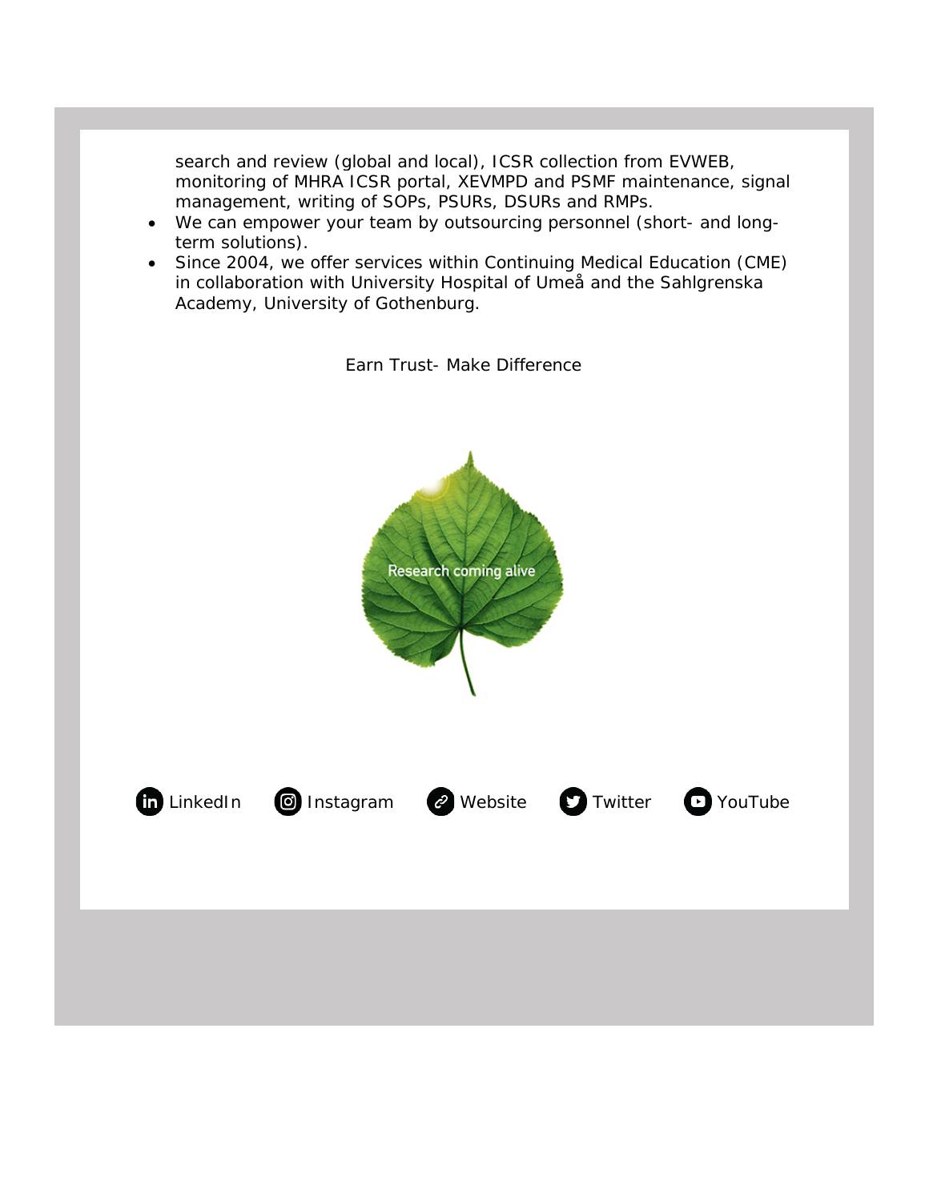search and review (global and local), ICSR collection from EVWEB, monitoring of MHRA ICSR portal, XEVMPD and PSMF maintenance, signal management, writing of SOPs, PSURs, DSURs and RMPs.

- We can empower your team by outsourcing personnel (short- and long-term solutions).
- Since 2004, we offer services within Continuing Medical Education (CME) in collaboration with University Hospital of Umeå and the Sahlgrenska Academy, University of Gothenburg.

Earn Trust- Make Difference

Research coming alive

LinkedIn Instagram Website Twitter YouTube